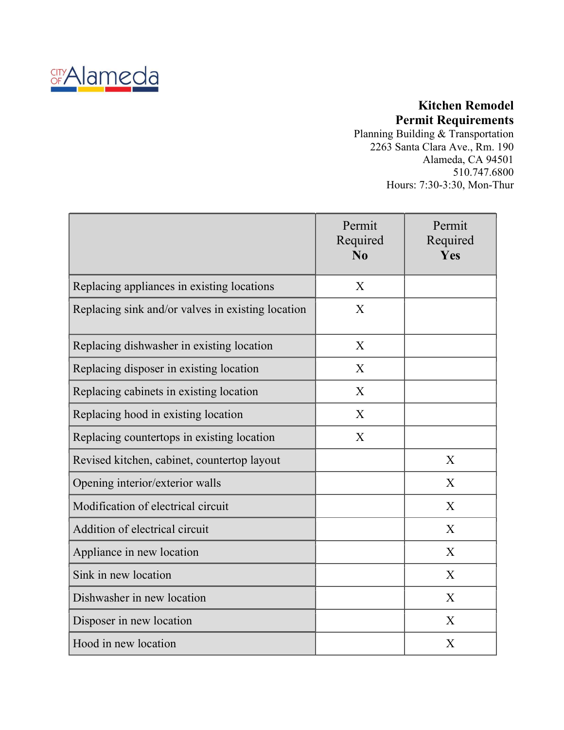City of Alameda

# Kitchen Remodel Permit Requirements

Planning Building & Transportation
2263 Santa Clara Ave., Rm. 190
Alameda, CA 94501
510.747.6800
Hours: 7:30-3:30, Mon-Thur

| | Permit Required **No** | Permit Required **Yes** |
|---|---|---|
| Replacing appliances in existing locations | X | |
| Replacing sink and/or valves in existing location | X | |
| Replacing dishwasher in existing location | X | |
| Replacing disposer in existing location | X | |
| Replacing cabinets in existing location | X | |
| Replacing hood in existing location | X | |
| Replacing countertops in existing location | X | |
| Revised kitchen, cabinet, countertop layout | | X |
| Opening interior/exterior walls | | X |
| Modification of electrical circuit | | X |
| Addition of electrical circuit | | X |
| Appliance in new location | | X |
| Sink in new location | | X |
| Dishwasher in new location | | X |
| Disposer in new location | | X |
| Hood in new location | | X |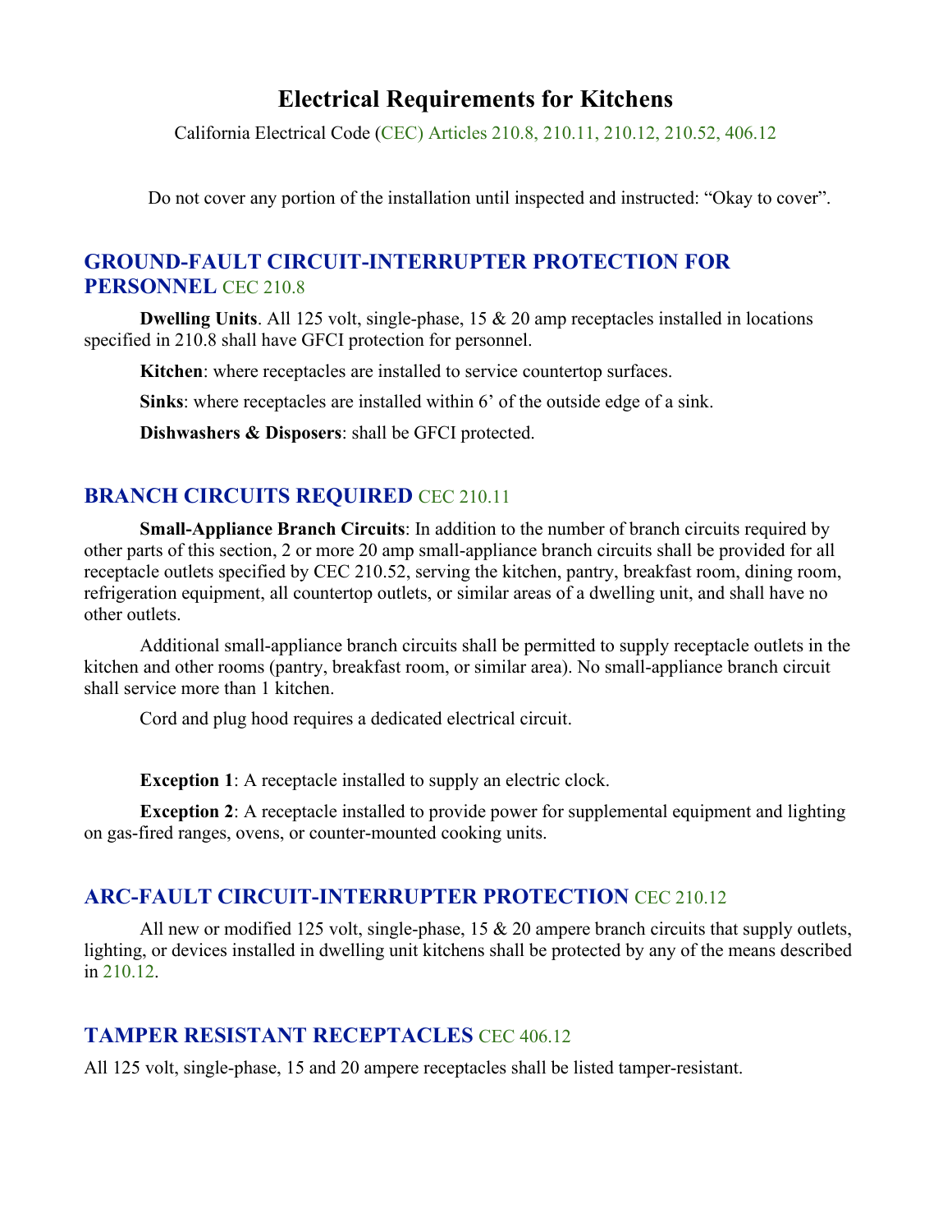# Electrical Requirements for Kitchens

California Electrical Code (CEC) Articles 210.8, 210.11, 210.12, 210.52, 406.12

Do not cover any portion of the installation until inspected and instructed: "Okay to cover".

## GROUND-FAULT CIRCUIT-INTERRUPTER PROTECTION FOR PERSONNEL CEC 210.8

**Dwelling Units**. All 125 volt, single-phase, 15 & 20 amp receptacles installed in locations specified in 210.8 shall have GFCI protection for personnel.

**Kitchen**: where receptacles are installed to service countertop surfaces.

**Sinks**: where receptacles are installed within 6' of the outside edge of a sink.

**Dishwashers & Disposers**: shall be GFCI protected.

## BRANCH CIRCUITS REQUIRED CEC 210.11

**Small-Appliance Branch Circuits**: In addition to the number of branch circuits required by other parts of this section, 2 or more 20 amp small-appliance branch circuits shall be provided for all receptacle outlets specified by CEC 210.52, serving the kitchen, pantry, breakfast room, dining room, refrigeration equipment, all countertop outlets, or similar areas of a dwelling unit, and shall have no other outlets.

Additional small-appliance branch circuits shall be permitted to supply receptacle outlets in the kitchen and other rooms (pantry, breakfast room, or similar area). No small-appliance branch circuit shall service more than 1 kitchen.

Cord and plug hood requires a dedicated electrical circuit.

**Exception 1**: A receptacle installed to supply an electric clock.

**Exception 2**: A receptacle installed to provide power for supplemental equipment and lighting on gas-fired ranges, ovens, or counter-mounted cooking units.

## ARC-FAULT CIRCUIT-INTERRUPTER PROTECTION CEC 210.12

All new or modified 125 volt, single-phase, 15 & 20 ampere branch circuits that supply outlets, lighting, or devices installed in dwelling unit kitchens shall be protected by any of the means described in 210.12.

## TAMPER RESISTANT RECEPTACLES CEC 406.12

All 125 volt, single-phase, 15 and 20 ampere receptacles shall be listed tamper-resistant.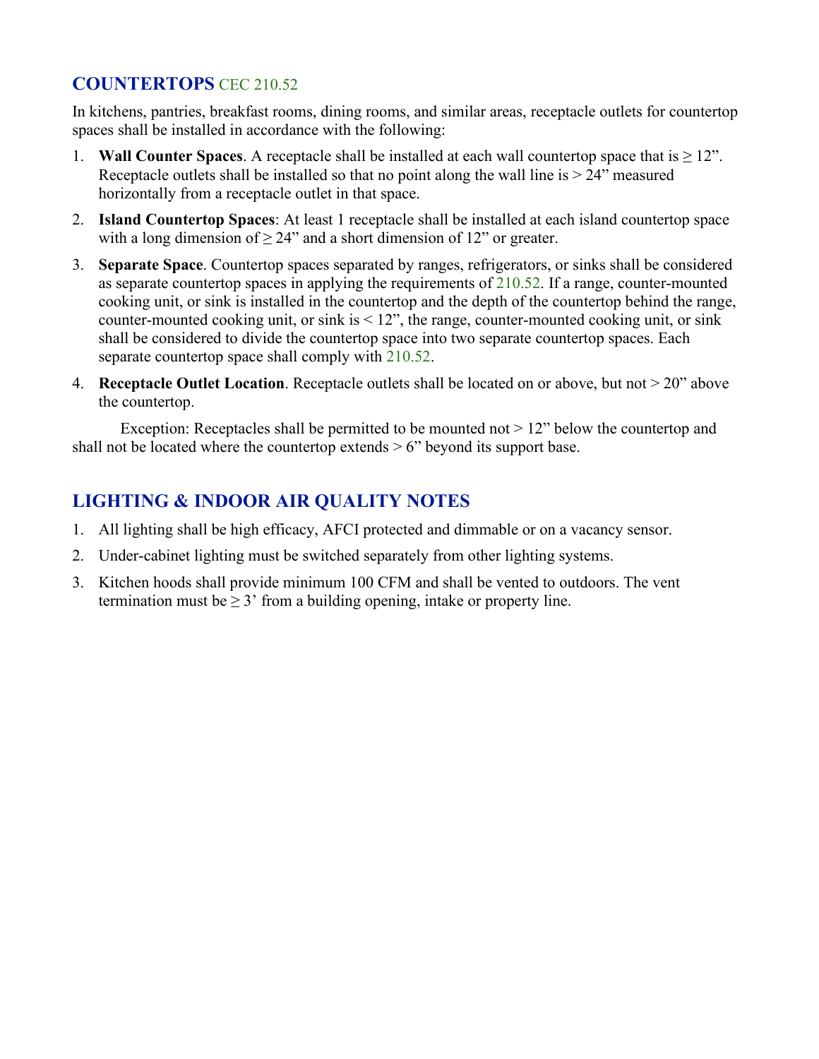## COUNTERTOPS CEC 210.52

In kitchens, pantries, breakfast rooms, dining rooms, and similar areas, receptacle outlets for countertop spaces shall be installed in accordance with the following:

1. **Wall Counter Spaces**. A receptacle shall be installed at each wall countertop space that is ≥ 12". Receptacle outlets shall be installed so that no point along the wall line is > 24" measured horizontally from a receptacle outlet in that space.
2. **Island Countertop Spaces**: At least 1 receptacle shall be installed at each island countertop space with a long dimension of ≥ 24" and a short dimension of 12" or greater.
3. **Separate Space**. Countertop spaces separated by ranges, refrigerators, or sinks shall be considered as separate countertop spaces in applying the requirements of 210.52. If a range, counter-mounted cooking unit, or sink is installed in the countertop and the depth of the countertop behind the range, counter-mounted cooking unit, or sink is < 12", the range, counter-mounted cooking unit, or sink shall be considered to divide the countertop space into two separate countertop spaces. Each separate countertop space shall comply with 210.52.
4. **Receptacle Outlet Location**. Receptacle outlets shall be located on or above, but not > 20" above the countertop.

Exception: Receptacles shall be permitted to be mounted not > 12" below the countertop and shall not be located where the countertop extends > 6" beyond its support base.

## LIGHTING & INDOOR AIR QUALITY NOTES

1. All lighting shall be high efficacy, AFCI protected and dimmable or on a vacancy sensor.
2. Under-cabinet lighting must be switched separately from other lighting systems.
3. Kitchen hoods shall provide minimum 100 CFM and shall be vented to outdoors. The vent termination must be ≥ 3' from a building opening, intake or property line.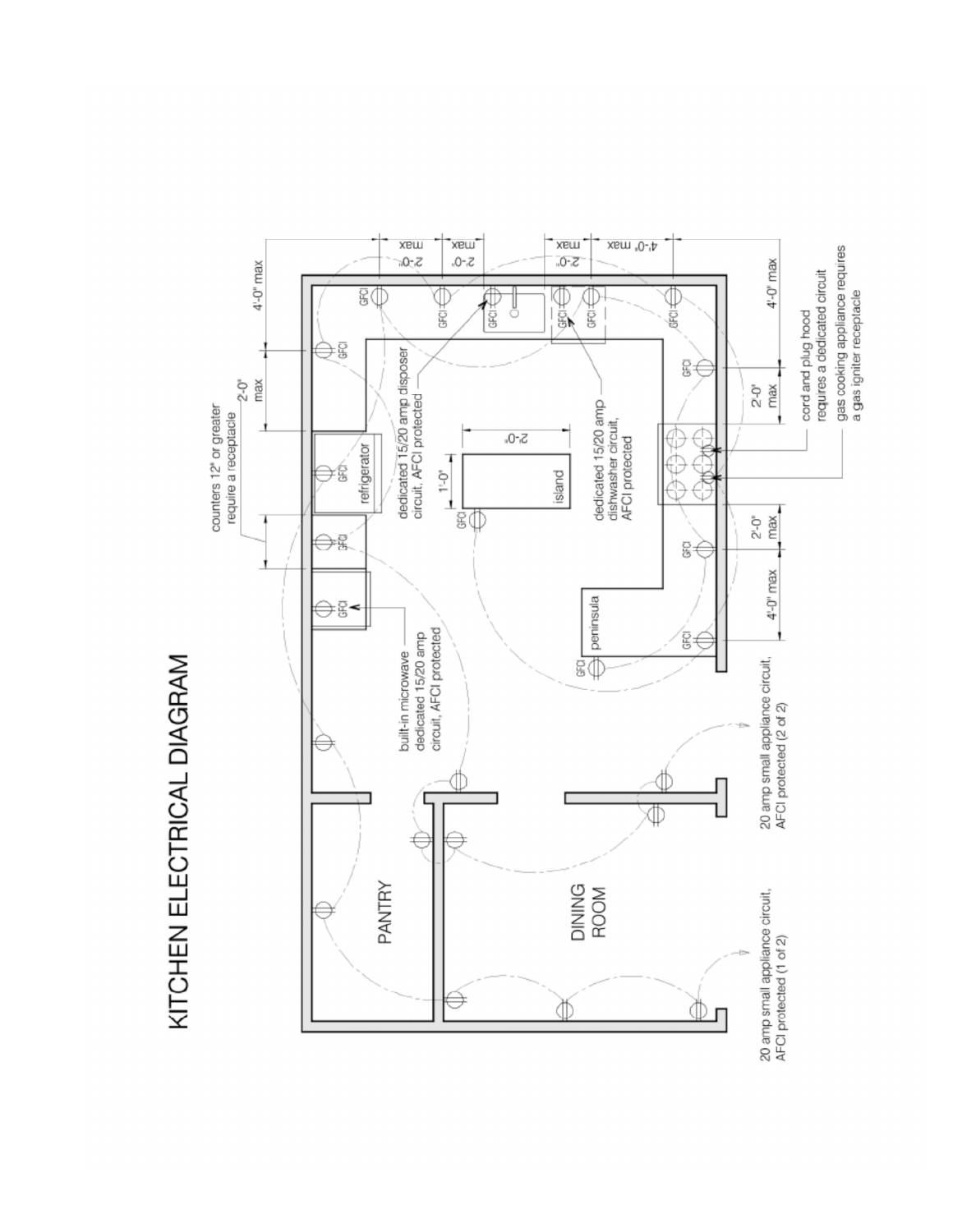# KITCHEN ELECTRICAL DIAGRAM

4'-0" max

counters 12" or greater require a receptacle

2'-0" max

2'-0" max

2'-0" max

2'-0" max

4'-0" max

GFCI

refrigerator

dedicated 15/20 amp disposer circuit, AFCI protected

2'-0"

1'-0"

island

dedicated 15/20 amp dishwasher circuit, AFCI protected

built-in microwave dedicated 15/20 amp circuit, AFCI protected

peninsula

4'-0" max

2'-0" max

2'-0" max

4'-0" max

cord and plug hood requires a dedicated circuit

gas cooking appliance requires a gas igniter receptacle

PANTRY

DINING ROOM

20 amp small appliance circuit, AFCI protected (2 of 2)

20 amp small appliance circuit, AFCI protected (1 of 2)